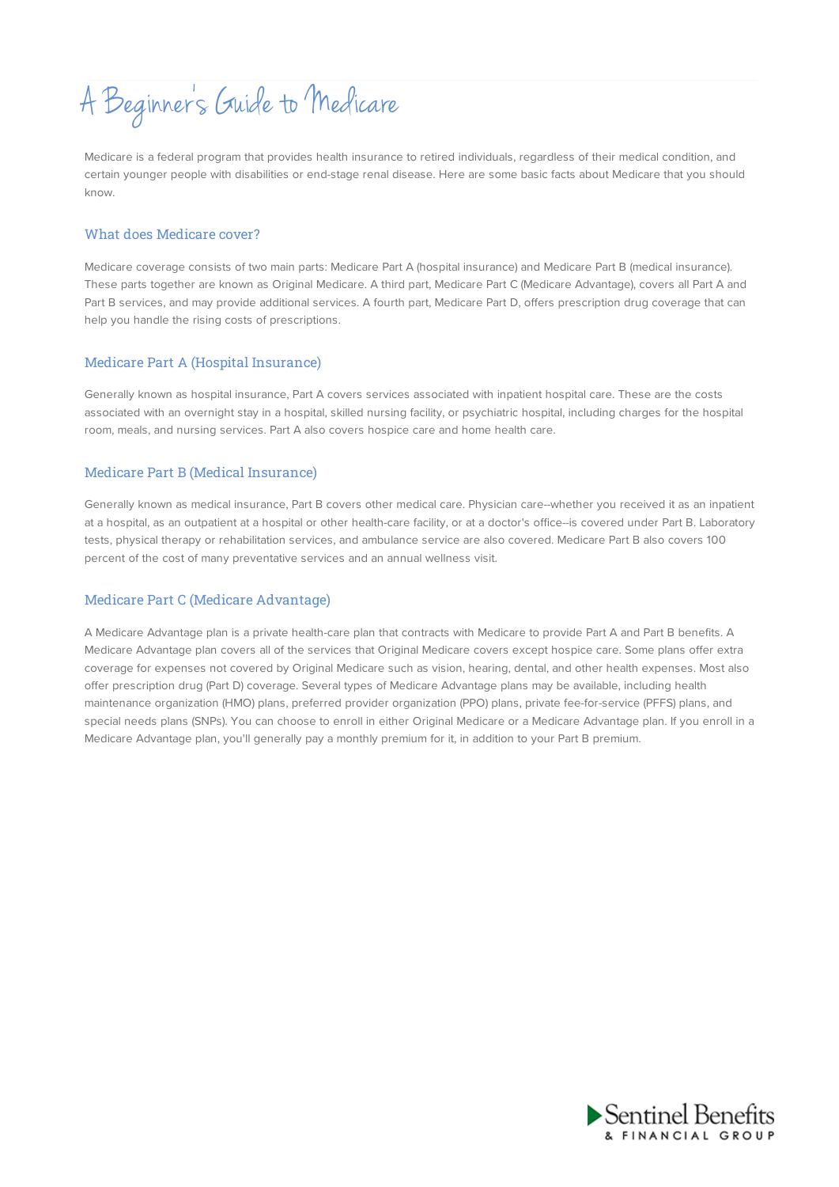# A Beginner's Guide to Medicare

Medicare is a federal program that provides health insurance to retired individuals, regardless of their medical condition, and certain younger people with disabilities or end-stage renal disease. Here are some basic facts about Medicare that you should know.

## What does Medicare cover?

Medicare coverage consists of two main parts: Medicare Part A (hospital insurance) and Medicare Part B (medical insurance). These parts together are known as Original Medicare. A third part, Medicare Part C (Medicare Advantage), covers all Part A and Part B services, and may provide additional services. A fourth part, Medicare Part D, offers prescription drug coverage that can help you handle the rising costs of prescriptions.

## Medicare Part A (Hospital Insurance)

Generally known as hospital insurance, Part A covers services associated with inpatient hospital care. These are the costs associated with an overnight stay in a hospital, skilled nursing facility, or psychiatric hospital, including charges for the hospital room, meals, and nursing services. Part A also covers hospice care and home health care.

## Medicare Part B (Medical Insurance)

Generally known as medical insurance, Part B covers other medical care. Physician care--whether you received it as an inpatient at a hospital, as an outpatient at a hospital or other health-care facility, or at a doctor's office--is covered under Part B. Laboratory tests, physical therapy or rehabilitation services, and ambulance service are also covered. Medicare Part B also covers 100 percent of the cost of many preventative services and an annual wellness visit.

## Medicare Part C (Medicare Advantage)

A Medicare Advantage plan is a private health-care plan that contracts with Medicare to provide Part A and Part B benefits. A Medicare Advantage plan covers all of the services that Original Medicare covers except hospice care. Some plans offer extra coverage for expenses not covered by Original Medicare such as vision, hearing, dental, and other health expenses. Most also offer prescription drug (Part D) coverage. Several types of Medicare Advantage plans may be available, including health maintenance organization (HMO) plans, preferred provider organization (PPO) plans, private fee-for-service (PFFS) plans, and special needs plans (SNPs). You can choose to enroll in either Original Medicare or a Medicare Advantage plan. If you enroll in a Medicare Advantage plan, you'll generally pay a monthly premium for it, in addition to your Part B premium.

Sentinel Benefits & Financial Group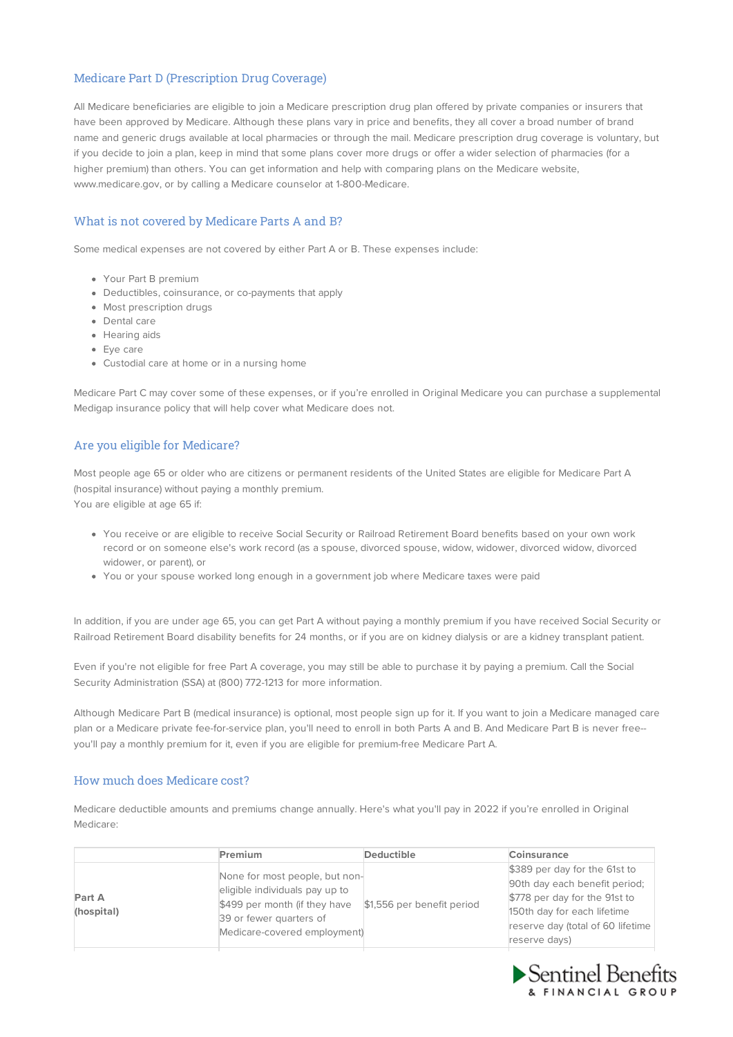## Medicare Part D (Prescription Drug Coverage)

All Medicare beneficiaries are eligible to join a Medicare prescription drug plan offered by private companies or insurers that have been approved by Medicare. Although these plans vary in price and benefits, they all cover a broad number of brand name and generic drugs available at local pharmacies or through the mail. Medicare prescription drug coverage is voluntary, but if you decide to join a plan, keep in mind that some plans cover more drugs or offer a wider selection of pharmacies (for a higher premium) than others. You can get information and help with comparing plans on the Medicare website, www.medicare.gov, or by calling a Medicare counselor at 1-800-Medicare.

## What is not covered by Medicare Parts A and B?

Some medical expenses are not covered by either Part A or B. These expenses include:

- Your Part B premium
- Deductibles, coinsurance, or co-payments that apply
- Most prescription drugs
- Dental care
- Hearing aids
- Eye care
- Custodial care at home or in a nursing home

Medicare Part C may cover some of these expenses, or if you're enrolled in Original Medicare you can purchase a supplemental Medigap insurance policy that will help cover what Medicare does not.

## Are you eligible for Medicare?

Most people age 65 or older who are citizens or permanent residents of the United States are eligible for Medicare Part A (hospital insurance) without paying a monthly premium.
You are eligible at age 65 if:

- You receive or are eligible to receive Social Security or Railroad Retirement Board benefits based on your own work record or on someone else's work record (as a spouse, divorced spouse, widow, widower, divorced widow, divorced widower, or parent), or
- You or your spouse worked long enough in a government job where Medicare taxes were paid

In addition, if you are under age 65, you can get Part A without paying a monthly premium if you have received Social Security or Railroad Retirement Board disability benefits for 24 months, or if you are on kidney dialysis or are a kidney transplant patient.

Even if you're not eligible for free Part A coverage, you may still be able to purchase it by paying a premium. Call the Social Security Administration (SSA) at (800) 772-1213 for more information.

Although Medicare Part B (medical insurance) is optional, most people sign up for it. If you want to join a Medicare managed care plan or a Medicare private fee-for-service plan, you'll need to enroll in both Parts A and B. And Medicare Part B is never free--you'll pay a monthly premium for it, even if you are eligible for premium-free Medicare Part A.

## How much does Medicare cost?

Medicare deductible amounts and premiums change annually. Here's what you'll pay in 2022 if you're enrolled in Original Medicare:

| | **Premium** | **Deductible** | **Coinsurance** |
|---|---|---|---|
| **Part A (hospital)** | None for most people, but non-eligible individuals pay up to $499 per month (if they have 39 or fewer quarters of Medicare-covered employment) | $1,556 per benefit period | $389 per day for the 61st to 90th day each benefit period; $778 per day for the 91st to 150th day for each lifetime reserve day (total of 60 lifetime reserve days) |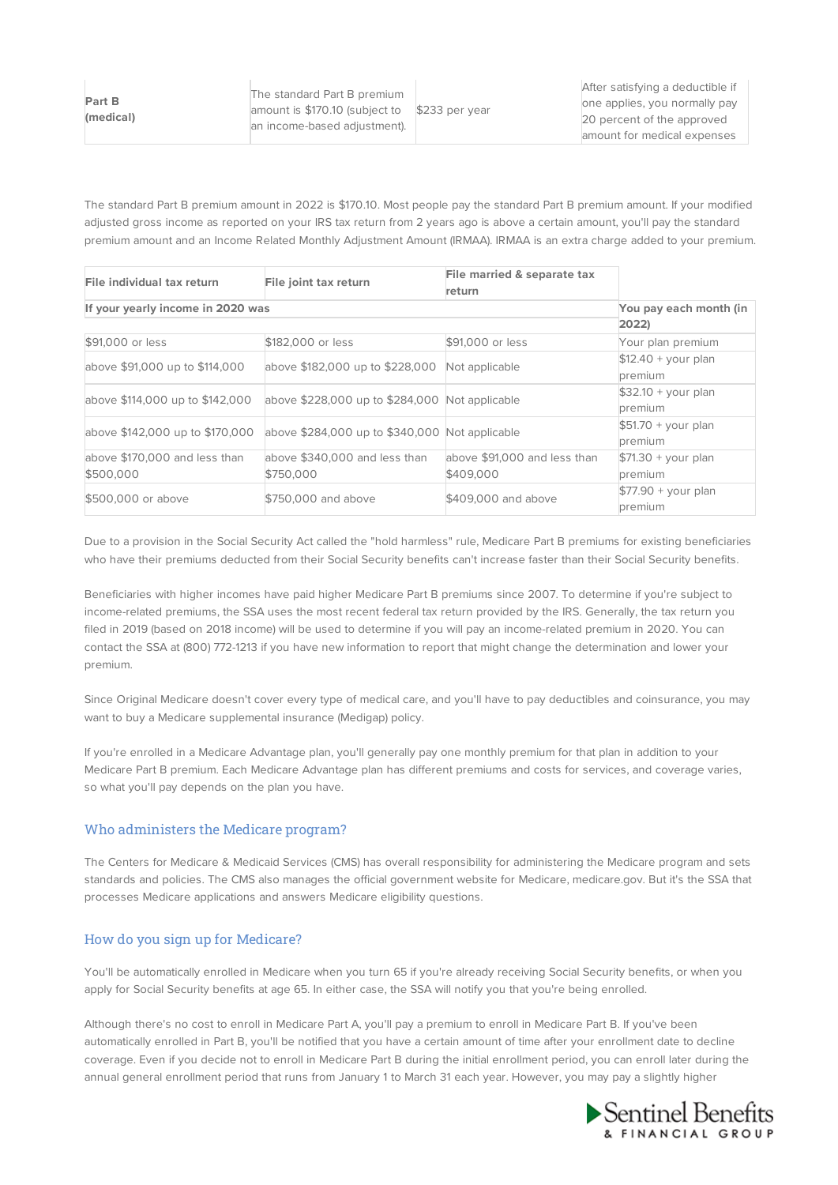| **Part B (medical)** | The standard Part B premium amount is $170.10 (subject to an income-based adjustment). | $233 per year | After satisfying a deductible if one applies, you normally pay 20 percent of the approved amount for medical expenses |
|---|---|---|---|

The standard Part B premium amount in 2022 is $170.10. Most people pay the standard Part B premium amount. If your modified adjusted gross income as reported on your IRS tax return from 2 years ago is above a certain amount, you'll pay the standard premium amount and an Income Related Monthly Adjustment Amount (IRMAA). IRMAA is an extra charge added to your premium.

| **File individual tax return** | **File joint tax return** | **File married & separate tax return** | |
|---|---|---|---|
| **If your yearly income in 2020 was** | | | **You pay each month (in 2022)** |
| $91,000 or less | $182,000 or less | $91,000 or less | Your plan premium |
| above $91,000 up to $114,000 | above $182,000 up to $228,000 | Not applicable | $12.40 + your plan premium |
| above $114,000 up to $142,000 | above $228,000 up to $284,000 | Not applicable | $32.10 + your plan premium |
| above $142,000 up to $170,000 | above $284,000 up to $340,000 | Not applicable | $51.70 + your plan premium |
| above $170,000 and less than $500,000 | above $340,000 and less than $750,000 | above $91,000 and less than $409,000 | $71.30 + your plan premium |
| $500,000 or above | $750,000 and above | $409,000 and above | $77.90 + your plan premium |

Due to a provision in the Social Security Act called the "hold harmless" rule, Medicare Part B premiums for existing beneficiaries who have their premiums deducted from their Social Security benefits can't increase faster than their Social Security benefits.

Beneficiaries with higher incomes have paid higher Medicare Part B premiums since 2007. To determine if you're subject to income-related premiums, the SSA uses the most recent federal tax return provided by the IRS. Generally, the tax return you filed in 2019 (based on 2018 income) will be used to determine if you will pay an income-related premium in 2020. You can contact the SSA at (800) 772-1213 if you have new information to report that might change the determination and lower your premium.

Since Original Medicare doesn't cover every type of medical care, and you'll have to pay deductibles and coinsurance, you may want to buy a Medicare supplemental insurance (Medigap) policy.

If you're enrolled in a Medicare Advantage plan, you'll generally pay one monthly premium for that plan in addition to your Medicare Part B premium. Each Medicare Advantage plan has different premiums and costs for services, and coverage varies, so what you'll pay depends on the plan you have.

## Who administers the Medicare program?

The Centers for Medicare & Medicaid Services (CMS) has overall responsibility for administering the Medicare program and sets standards and policies. The CMS also manages the official government website for Medicare, medicare.gov. But it's the SSA that processes Medicare applications and answers Medicare eligibility questions.

## How do you sign up for Medicare?

You'll be automatically enrolled in Medicare when you turn 65 if you're already receiving Social Security benefits, or when you apply for Social Security benefits at age 65. In either case, the SSA will notify you that you're being enrolled.

Although there's no cost to enroll in Medicare Part A, you'll pay a premium to enroll in Medicare Part B. If you've been automatically enrolled in Part B, you'll be notified that you have a certain amount of time after your enrollment date to decline coverage. Even if you decide not to enroll in Medicare Part B during the initial enrollment period, you can enroll later during the annual general enrollment period that runs from January 1 to March 31 each year. However, you may pay a slightly higher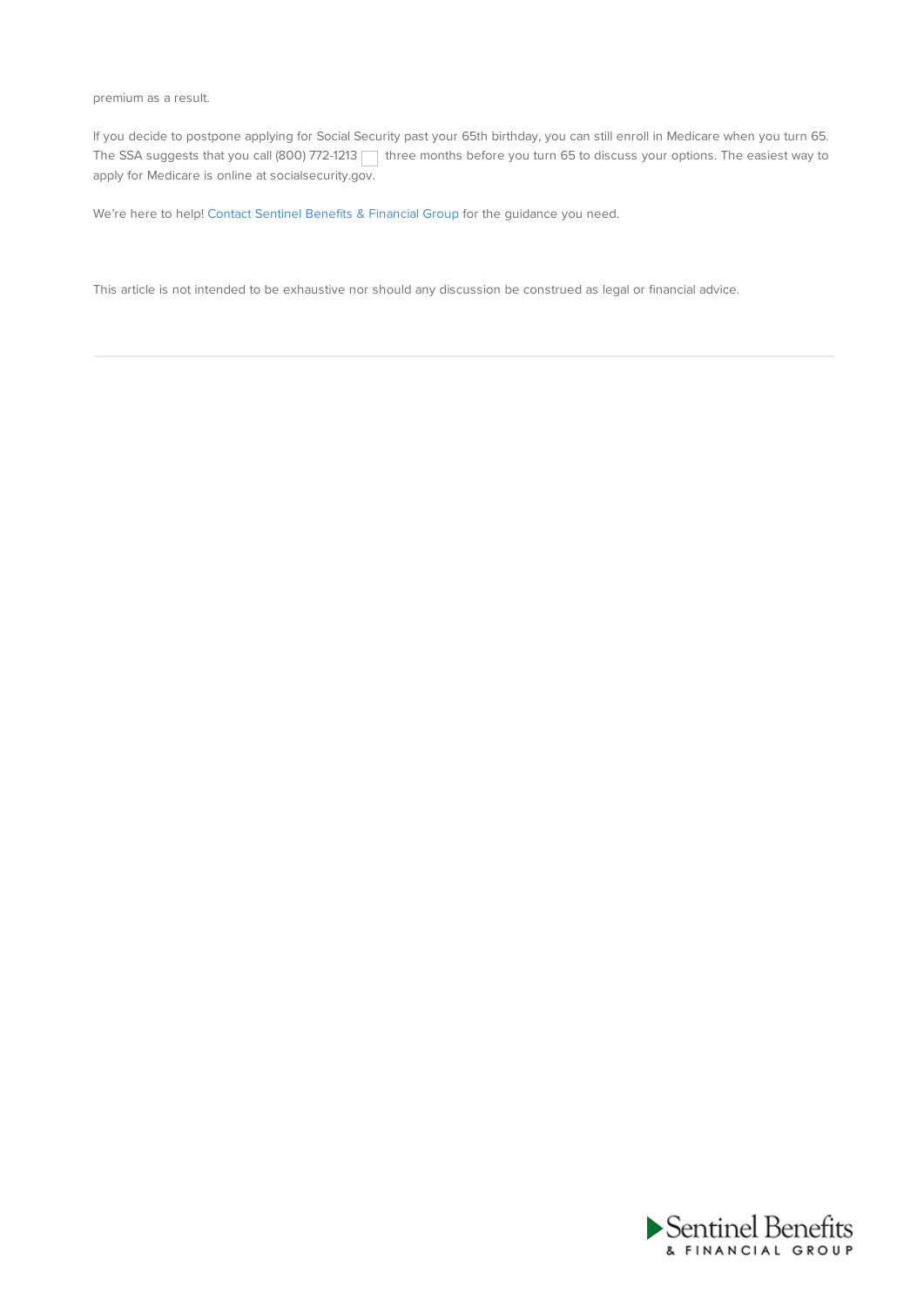premium as a result.

If you decide to postpone applying for Social Security past your 65th birthday, you can still enroll in Medicare when you turn 65. The SSA suggests that you call (800) 772-1213 three months before you turn 65 to discuss your options. The easiest way to apply for Medicare is online at socialsecurity.gov.

We're here to help! Contact Sentinel Benefits & Financial Group for the guidance you need.

This article is not intended to be exhaustive nor should any discussion be construed as legal or financial advice.

---